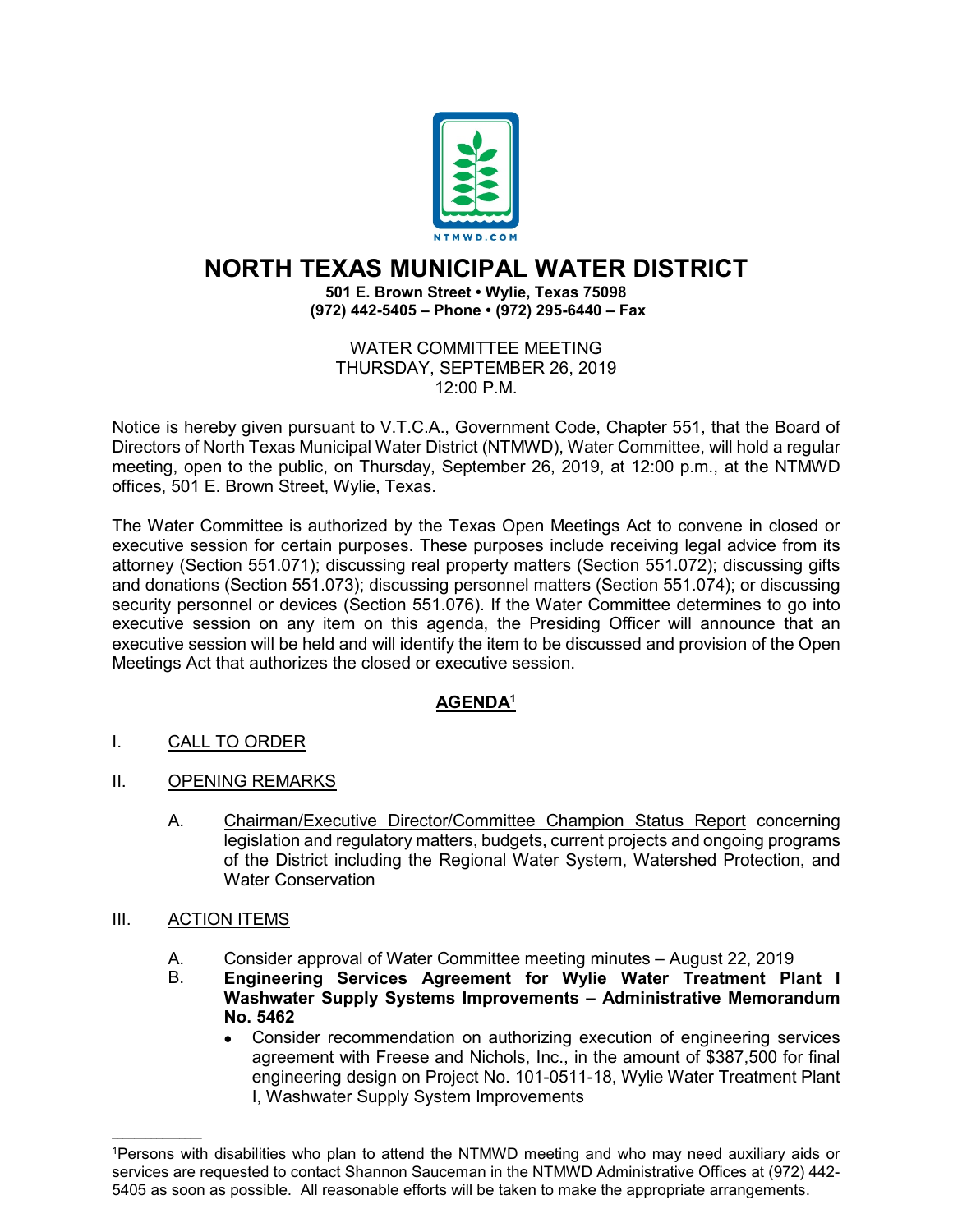NTMWD.COM

# NORTH TEXAS MUNICIPAL WATER DISTRICT

**501 E. Brown Street • Wylie, Texas 75098**
**(972) 442-5405 – Phone • (972) 295-6440 – Fax**

WATER COMMITTEE MEETING
THURSDAY, SEPTEMBER 26, 2019
12:00 P.M.

Notice is hereby given pursuant to V.T.C.A., Government Code, Chapter 551, that the Board of Directors of North Texas Municipal Water District (NTMWD), Water Committee, will hold a regular meeting, open to the public, on Thursday, September 26, 2019, at 12:00 p.m., at the NTMWD offices, 501 E. Brown Street, Wylie, Texas.

The Water Committee is authorized by the Texas Open Meetings Act to convene in closed or executive session for certain purposes. These purposes include receiving legal advice from its attorney (Section 551.071); discussing real property matters (Section 551.072); discussing gifts and donations (Section 551.073); discussing personnel matters (Section 551.074); or discussing security personnel or devices (Section 551.076). If the Water Committee determines to go into executive session on any item on this agenda, the Presiding Officer will announce that an executive session will be held and will identify the item to be discussed and provision of the Open Meetings Act that authorizes the closed or executive session.

## AGENDA[1]

I. CALL TO ORDER

II. OPENING REMARKS

A. Chairman/Executive Director/Committee Champion Status Report concerning legislation and regulatory matters, budgets, current projects and ongoing programs of the District including the Regional Water System, Watershed Protection, and Water Conservation

III. ACTION ITEMS

A. Consider approval of Water Committee meeting minutes – August 22, 2019

B. **Engineering Services Agreement for Wylie Water Treatment Plant I Washwater Supply Systems Improvements – Administrative Memorandum No. 5462**

- Consider recommendation on authorizing execution of engineering services agreement with Freese and Nichols, Inc., in the amount of $387,500 for final engineering design on Project No. 101-0511-18, Wylie Water Treatment Plant I, Washwater Supply System Improvements

---

[1]Persons with disabilities who plan to attend the NTMWD meeting and who may need auxiliary aids or services are requested to contact Shannon Sauceman in the NTMWD Administrative Offices at (972) 442-5405 as soon as possible. All reasonable efforts will be taken to make the appropriate arrangements.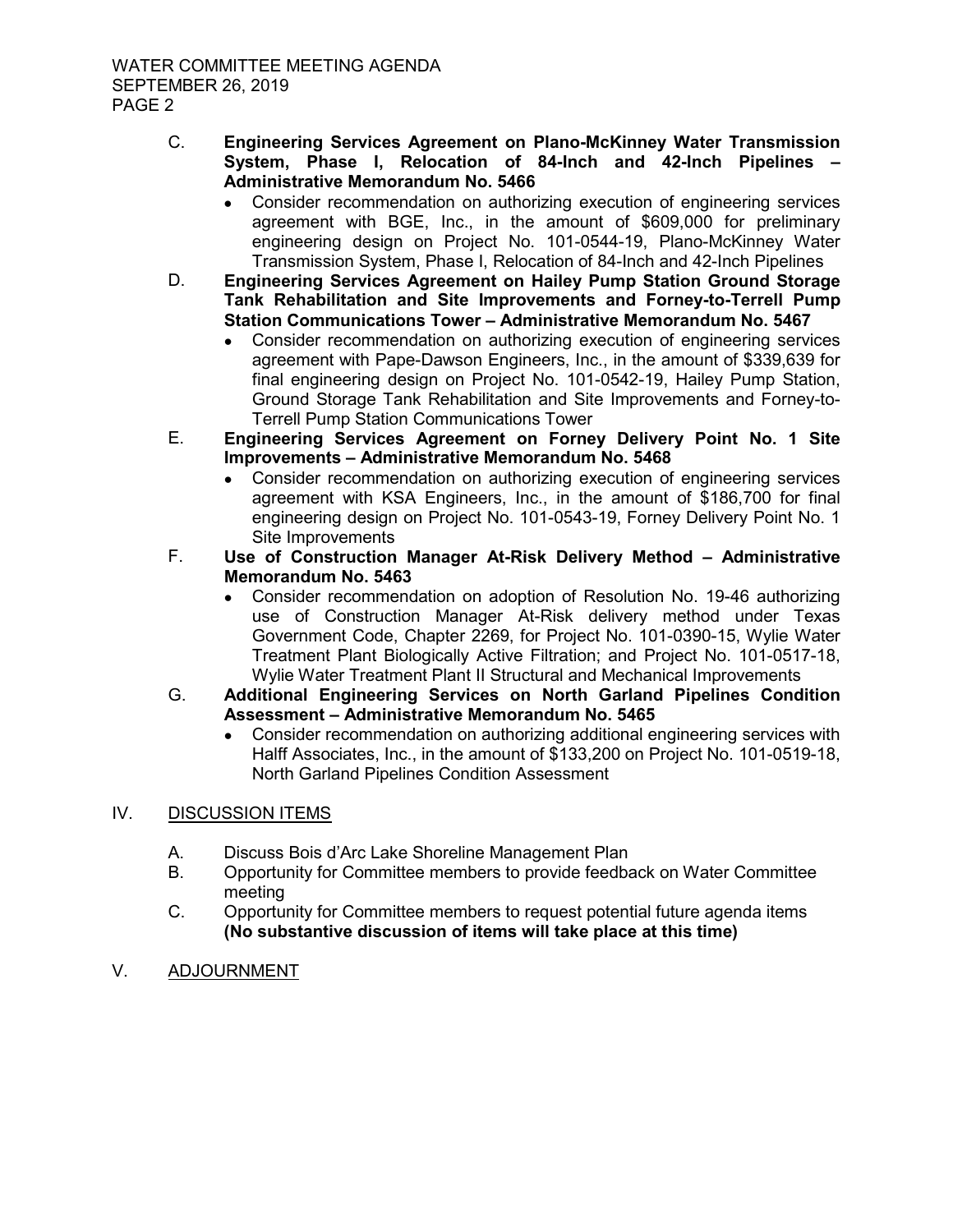C. **Engineering Services Agreement on Plano-McKinney Water Transmission System, Phase I, Relocation of 84-Inch and 42-Inch Pipelines – Administrative Memorandum No. 5466**
   - Consider recommendation on authorizing execution of engineering services agreement with BGE, Inc., in the amount of $609,000 for preliminary engineering design on Project No. 101-0544-19, Plano-McKinney Water Transmission System, Phase I, Relocation of 84-Inch and 42-Inch Pipelines

D. **Engineering Services Agreement on Hailey Pump Station Ground Storage Tank Rehabilitation and Site Improvements and Forney-to-Terrell Pump Station Communications Tower – Administrative Memorandum No. 5467**
   - Consider recommendation on authorizing execution of engineering services agreement with Pape-Dawson Engineers, Inc., in the amount of $339,639 for final engineering design on Project No. 101-0542-19, Hailey Pump Station, Ground Storage Tank Rehabilitation and Site Improvements and Forney-to-Terrell Pump Station Communications Tower

E. **Engineering Services Agreement on Forney Delivery Point No. 1 Site Improvements – Administrative Memorandum No. 5468**
   - Consider recommendation on authorizing execution of engineering services agreement with KSA Engineers, Inc., in the amount of $186,700 for final engineering design on Project No. 101-0543-19, Forney Delivery Point No. 1 Site Improvements

F. **Use of Construction Manager At-Risk Delivery Method – Administrative Memorandum No. 5463**
   - Consider recommendation on adoption of Resolution No. 19-46 authorizing use of Construction Manager At-Risk delivery method under Texas Government Code, Chapter 2269, for Project No. 101-0390-15, Wylie Water Treatment Plant Biologically Active Filtration; and Project No. 101-0517-18, Wylie Water Treatment Plant II Structural and Mechanical Improvements

G. **Additional Engineering Services on North Garland Pipelines Condition Assessment – Administrative Memorandum No. 5465**
   - Consider recommendation on authorizing additional engineering services with Halff Associates, Inc., in the amount of $133,200 on Project No. 101-0519-18, North Garland Pipelines Condition Assessment

## IV. DISCUSSION ITEMS

A. Discuss Bois d'Arc Lake Shoreline Management Plan

B. Opportunity for Committee members to provide feedback on Water Committee meeting

C. Opportunity for Committee members to request potential future agenda items **(No substantive discussion of items will take place at this time)**

## V. ADJOURNMENT